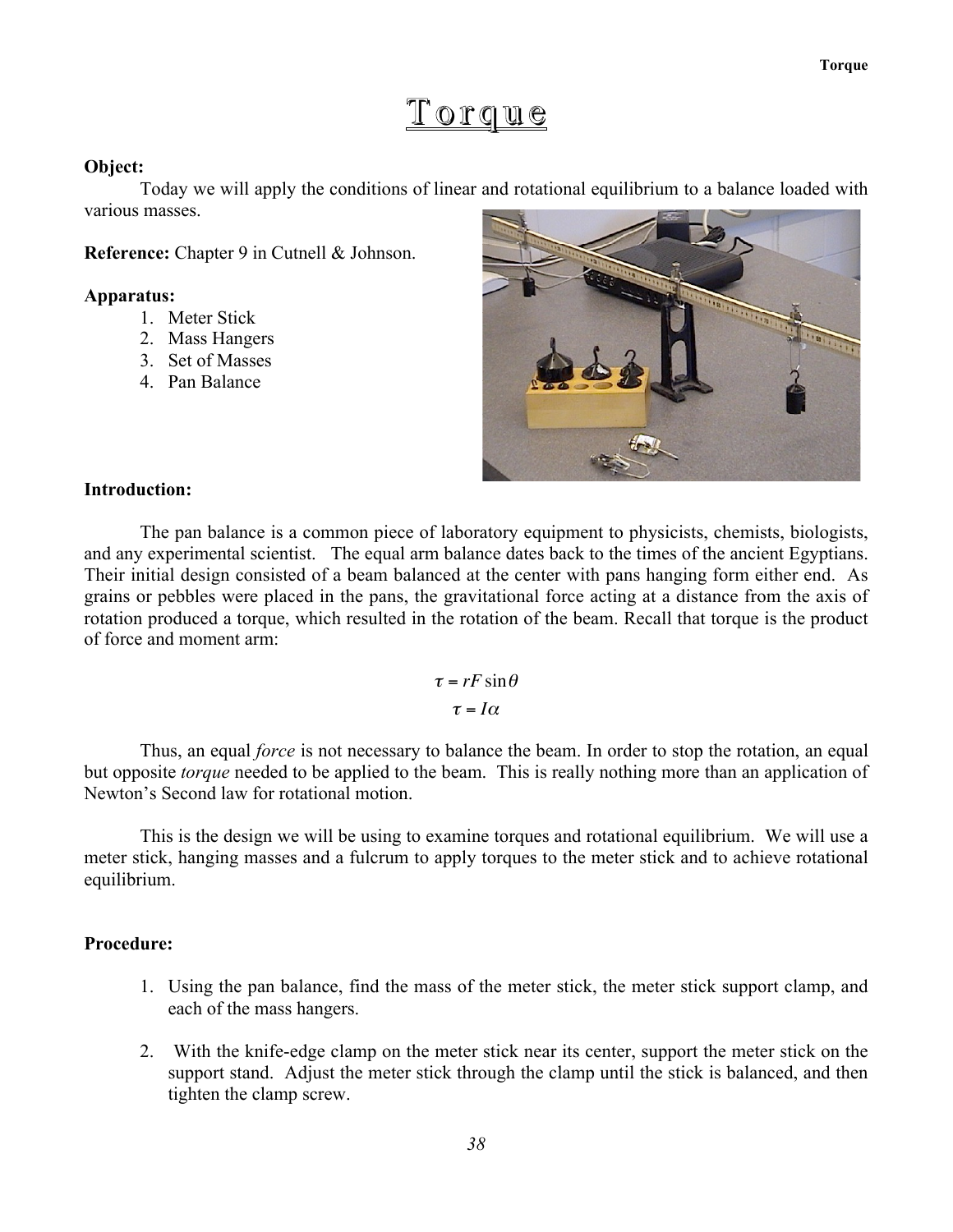# Torque

**Object:**

Today we will apply the conditions of linear and rotational equilibrium to a balance loaded with various masses.

**Reference:** Chapter 9 in Cutnell & Johnson.

**Apparatus:**

1. Meter Stick
2. Mass Hangers
3. Set of Masses
4. Pan Balance

**Introduction:**

The pan balance is a common piece of laboratory equipment to physicists, chemists, biologists, and any experimental scientist. The equal arm balance dates back to the times of the ancient Egyptians. Their initial design consisted of a beam balanced at the center with pans hanging form either end. As grains or pebbles were placed in the pans, the gravitational force acting at a distance from the axis of rotation produced a torque, which resulted in the rotation of the beam. Recall that torque is the product of force and moment arm:

$$\tau = rF\sin\theta$$

$$\tau = I\alpha$$

Thus, an equal *force* is not necessary to balance the beam. In order to stop the rotation, an equal but opposite *torque* needed to be applied to the beam. This is really nothing more than an application of Newton's Second law for rotational motion.

This is the design we will be using to examine torques and rotational equilibrium. We will use a meter stick, hanging masses and a fulcrum to apply torques to the meter stick and to achieve rotational equilibrium.

**Procedure:**

1. Using the pan balance, find the mass of the meter stick, the meter stick support clamp, and each of the mass hangers.
2. With the knife-edge clamp on the meter stick near its center, support the meter stick on the support stand. Adjust the meter stick through the clamp until the stick is balanced, and then tighten the clamp screw.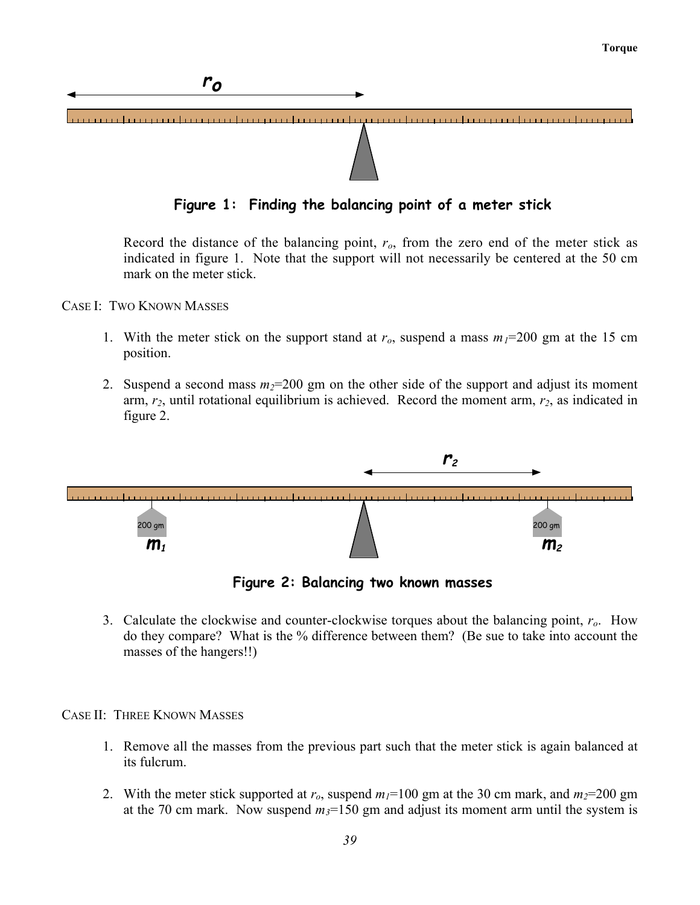Figure 1: Finding the balancing point of a meter stick

Record the distance of the balancing point, $r_o$, from the zero end of the meter stick as indicated in figure 1. Note that the support will not necessarily be centered at the 50 cm mark on the meter stick.

CASE I: TWO KNOWN MASSES

1. With the meter stick on the support stand at $r_o$, suspend a mass $m_1$=200 gm at the 15 cm position.

2. Suspend a second mass $m_2$=200 gm on the other side of the support and adjust its moment arm, $r_2$, until rotational equilibrium is achieved. Record the moment arm, $r_2$, as indicated in figure 2.

Figure 2: Balancing two known masses

3. Calculate the clockwise and counter-clockwise torques about the balancing point, $r_o$. How do they compare? What is the % difference between them? (Be sue to take into account the masses of the hangers!!)

CASE II: THREE KNOWN MASSES

1. Remove all the masses from the previous part such that the meter stick is again balanced at its fulcrum.

2. With the meter stick supported at $r_o$, suspend $m_1$=100 gm at the 30 cm mark, and $m_2$=200 gm at the 70 cm mark. Now suspend $m_3$=150 gm and adjust its moment arm until the system is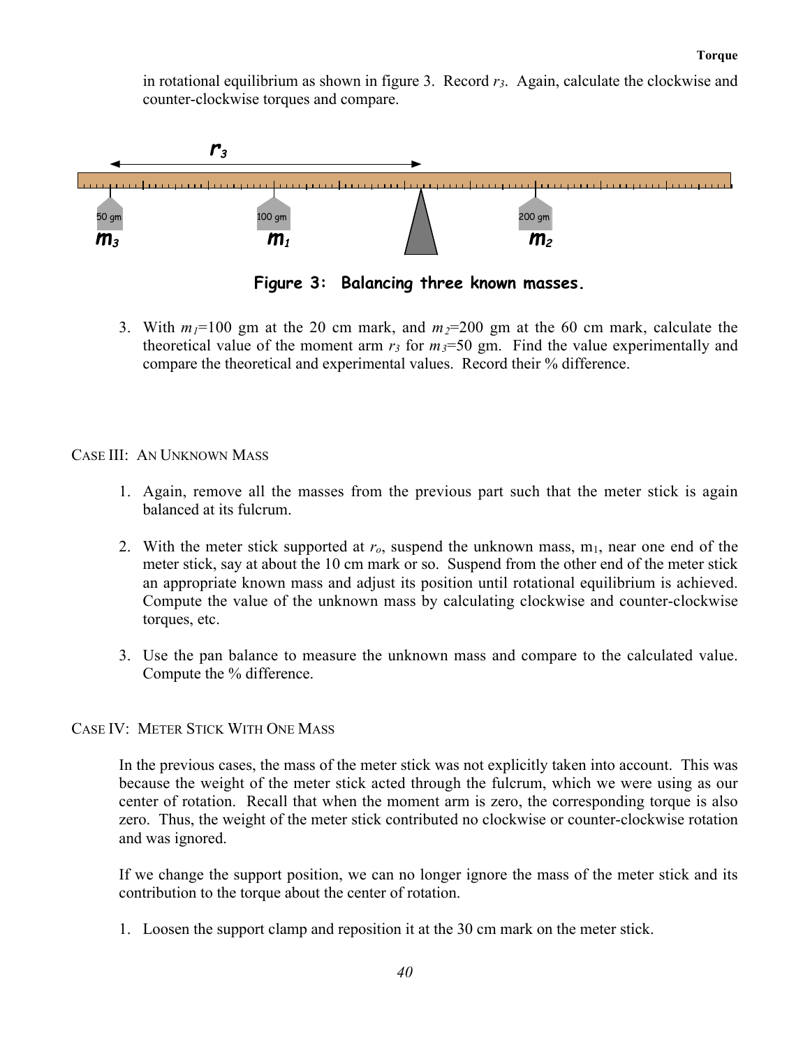in rotational equilibrium as shown in figure 3. Record $r_3$. Again, calculate the clockwise and counter-clockwise torques and compare.

**Figure 3: Balancing three known masses.**

3. With $m_1$=100 gm at the 20 cm mark, and $m_2$=200 gm at the 60 cm mark, calculate the theoretical value of the moment arm $r_3$ for $m_3$=50 gm. Find the value experimentally and compare the theoretical and experimental values. Record their % difference.

## Case III: An Unknown Mass

1. Again, remove all the masses from the previous part such that the meter stick is again balanced at its fulcrum.

2. With the meter stick supported at $r_o$, suspend the unknown mass, $m_1$, near one end of the meter stick, say at about the 10 cm mark or so. Suspend from the other end of the meter stick an appropriate known mass and adjust its position until rotational equilibrium is achieved. Compute the value of the unknown mass by calculating clockwise and counter-clockwise torques, etc.

3. Use the pan balance to measure the unknown mass and compare to the calculated value. Compute the % difference.

## Case IV: Meter Stick With One Mass

In the previous cases, the mass of the meter stick was not explicitly taken into account. This was because the weight of the meter stick acted through the fulcrum, which we were using as our center of rotation. Recall that when the moment arm is zero, the corresponding torque is also zero. Thus, the weight of the meter stick contributed no clockwise or counter-clockwise rotation and was ignored.

If we change the support position, we can no longer ignore the mass of the meter stick and its contribution to the torque about the center of rotation.

1. Loosen the support clamp and reposition it at the 30 cm mark on the meter stick.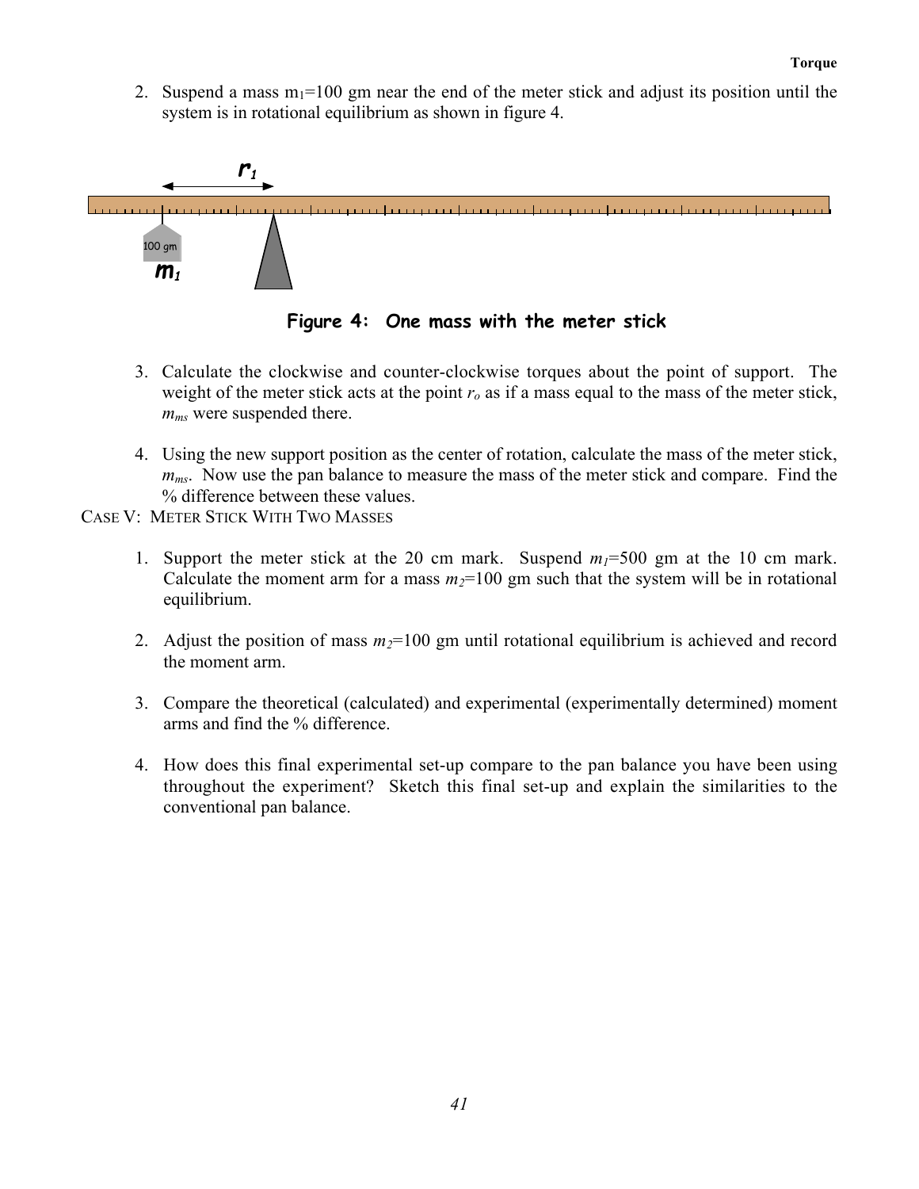2. Suspend a mass $m_1$=100 gm near the end of the meter stick and adjust its position until the system is in rotational equilibrium as shown in figure 4.

$r_1$

100 gm

$m_1$

**Figure 4: One mass with the meter stick**

3. Calculate the clockwise and counter-clockwise torques about the point of support. The weight of the meter stick acts at the point $r_o$ as if a mass equal to the mass of the meter stick, $m_{ms}$ were suspended there.

4. Using the new support position as the center of rotation, calculate the mass of the meter stick, $m_{ms}$. Now use the pan balance to measure the mass of the meter stick and compare. Find the % difference between these values.

CASE V: METER STICK WITH TWO MASSES

1. Support the meter stick at the 20 cm mark. Suspend $m_1$=500 gm at the 10 cm mark. Calculate the moment arm for a mass $m_2$=100 gm such that the system will be in rotational equilibrium.

2. Adjust the position of mass $m_2$=100 gm until rotational equilibrium is achieved and record the moment arm.

3. Compare the theoretical (calculated) and experimental (experimentally determined) moment arms and find the % difference.

4. How does this final experimental set-up compare to the pan balance you have been using throughout the experiment? Sketch this final set-up and explain the similarities to the conventional pan balance.